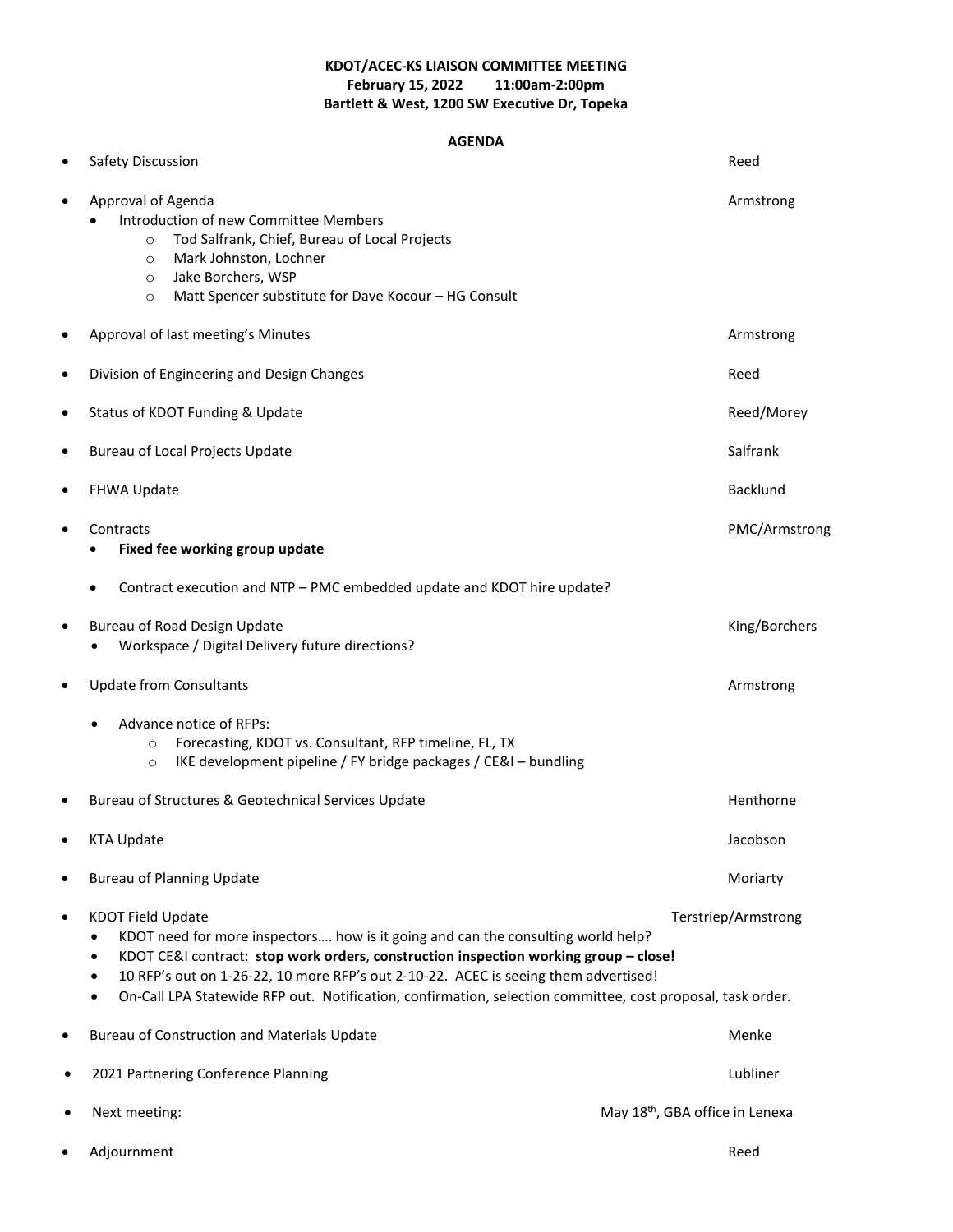**KDOT/ACEC-KS LIAISON COMMITTEE MEETING**
**February 15, 2022 11:00am-2:00pm**
**Bartlett & West, 1200 SW Executive Dr, Topeka**

**AGENDA**

- Safety Discussion — Reed
- Approval of Agenda — Armstrong
  - Introduction of new Committee Members
    - Tod Salfrank, Chief, Bureau of Local Projects
    - Mark Johnston, Lochner
    - Jake Borchers, WSP
    - Matt Spencer substitute for Dave Kocour – HG Consult
- Approval of last meeting's Minutes — Armstrong
- Division of Engineering and Design Changes — Reed
- Status of KDOT Funding & Update — Reed/Morey
- Bureau of Local Projects Update — Salfrank
- FHWA Update — Backlund
- Contracts — PMC/Armstrong
  - **Fixed fee working group update**
  - Contract execution and NTP – PMC embedded update and KDOT hire update?
- Bureau of Road Design Update — King/Borchers
  - Workspace / Digital Delivery future directions?
- Update from Consultants — Armstrong
  - Advance notice of RFPs:
    - Forecasting, KDOT vs. Consultant, RFP timeline, FL, TX
    - IKE development pipeline / FY bridge packages / CE&I – bundling
- Bureau of Structures & Geotechnical Services Update — Henthorne
- KTA Update — Jacobson
- Bureau of Planning Update — Moriarty
- KDOT Field Update — Terstriep/Armstrong
  - KDOT need for more inspectors…. how is it going and can the consulting world help?
  - KDOT CE&I contract: **stop work orders**, **construction inspection working group – close!**
  - 10 RFP's out on 1-26-22, 10 more RFP's out 2-10-22. ACEC is seeing them advertised!
  - On-Call LPA Statewide RFP out. Notification, confirmation, selection committee, cost proposal, task order.
- Bureau of Construction and Materials Update — Menke
- 2021 Partnering Conference Planning — Lubliner
- Next meeting: — May 18th, GBA office in Lenexa
- Adjournment — Reed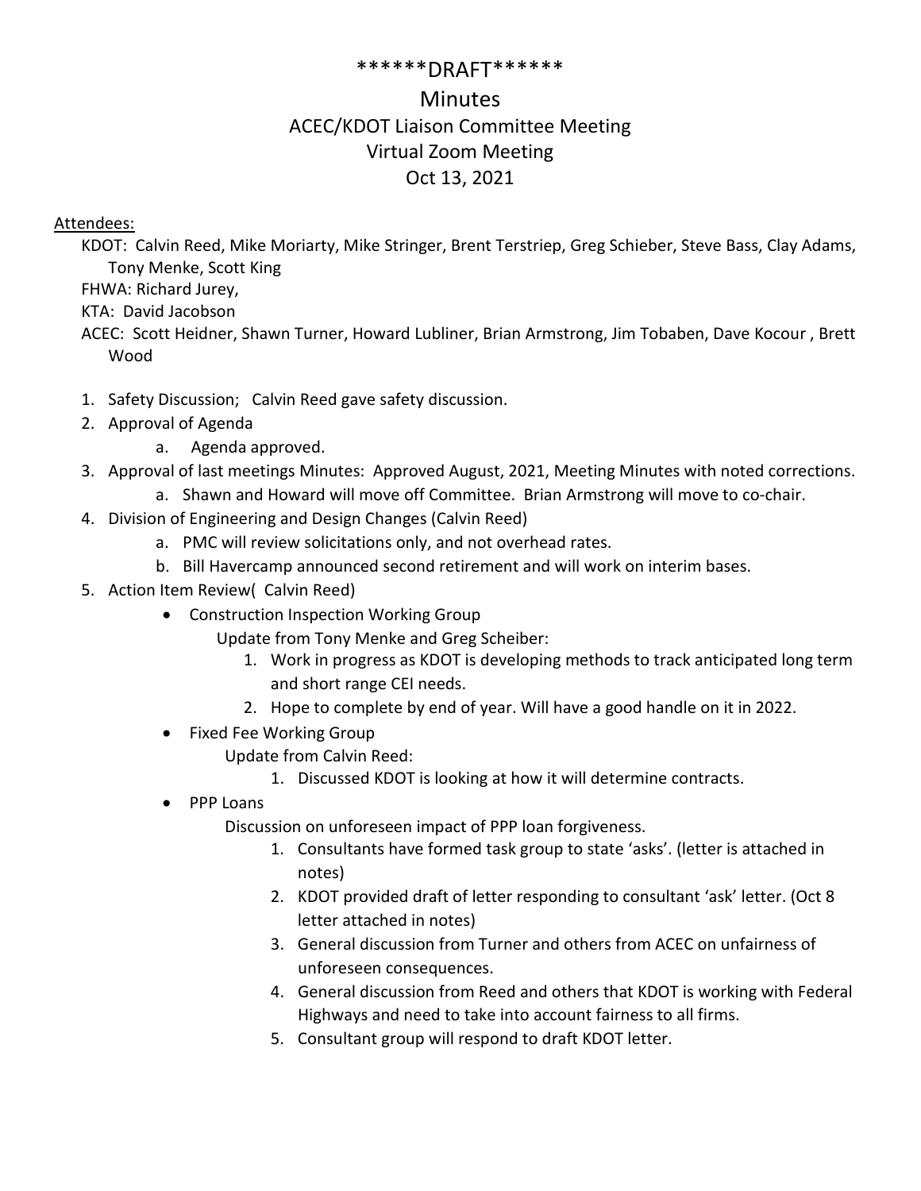\*\*\*\*\*\*DRAFT\*\*\*\*\*\*

# Minutes

## ACEC/KDOT Liaison Committee Meeting
## Virtual Zoom Meeting
## Oct 13, 2021

<u>Attendees:</u>

KDOT: Calvin Reed, Mike Moriarty, Mike Stringer, Brent Terstriep, Greg Schieber, Steve Bass, Clay Adams, Tony Menke, Scott King

FHWA: Richard Jurey,

KTA: David Jacobson

ACEC: Scott Heidner, Shawn Turner, Howard Lubliner, Brian Armstrong, Jim Tobaben, Dave Kocour , Brett Wood

1. Safety Discussion; Calvin Reed gave safety discussion.
2. Approval of Agenda
   a. Agenda approved.
3. Approval of last meetings Minutes: Approved August, 2021, Meeting Minutes with noted corrections.
   a. Shawn and Howard will move off Committee. Brian Armstrong will move to co-chair.
4. Division of Engineering and Design Changes (Calvin Reed)
   a. PMC will review solicitations only, and not overhead rates.
   b. Bill Havercamp announced second retirement and will work on interim bases.
5. Action Item Review( Calvin Reed)
   - Construction Inspection Working Group

     Update from Tony Menke and Greg Scheiber:

     1. Work in progress as KDOT is developing methods to track anticipated long term and short range CEI needs.
     2. Hope to complete by end of year. Will have a good handle on it in 2022.
   - Fixed Fee Working Group

     Update from Calvin Reed:

     1. Discussed KDOT is looking at how it will determine contracts.
   - PPP Loans

     Discussion on unforeseen impact of PPP loan forgiveness.

     1. Consultants have formed task group to state 'asks'. (letter is attached in notes)
     2. KDOT provided draft of letter responding to consultant 'ask' letter. (Oct 8 letter attached in notes)
     3. General discussion from Turner and others from ACEC on unfairness of unforeseen consequences.
     4. General discussion from Reed and others that KDOT is working with Federal Highways and need to take into account fairness to all firms.
     5. Consultant group will respond to draft KDOT letter.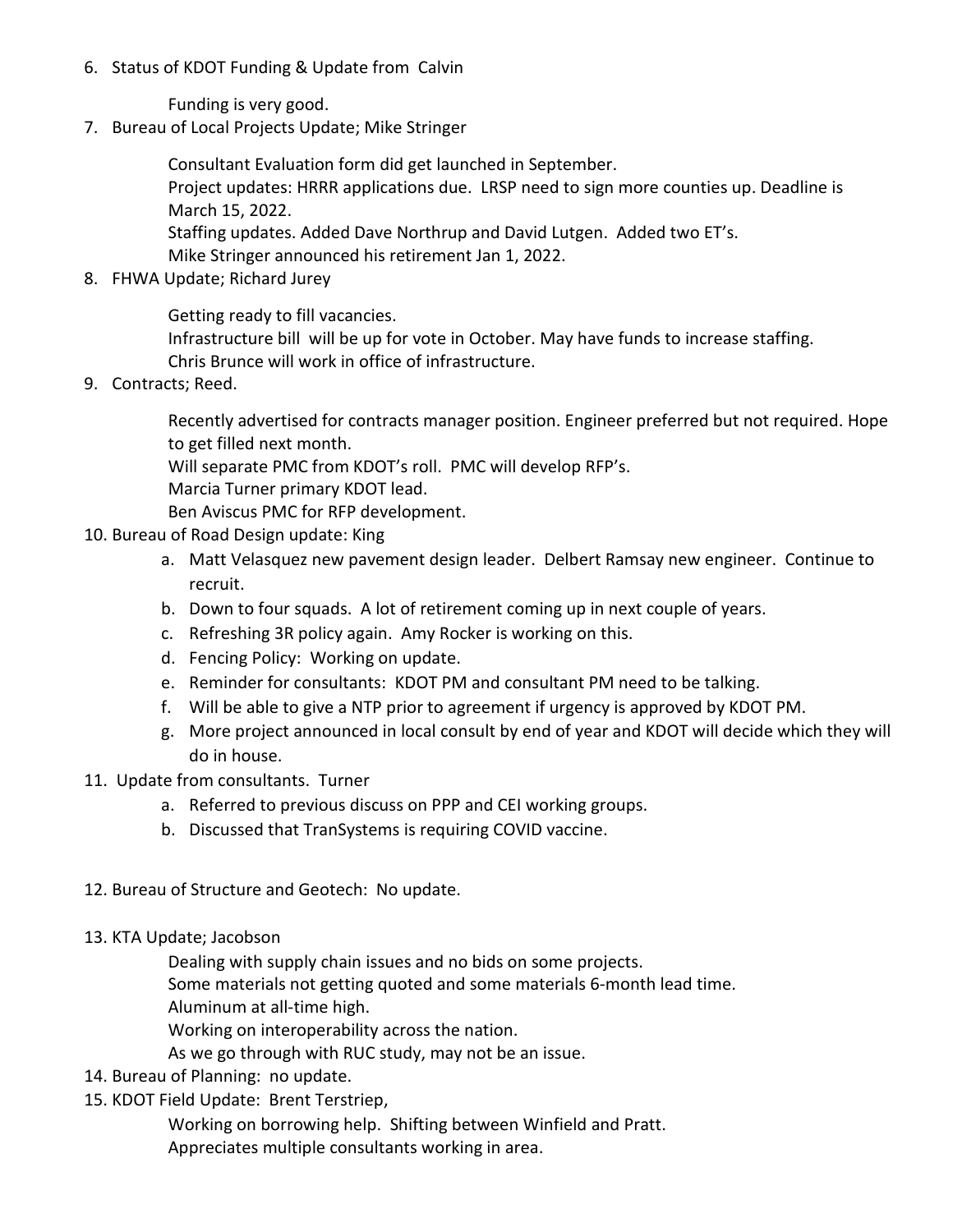6. Status of KDOT Funding & Update from Calvin

    Funding is very good.

7. Bureau of Local Projects Update; Mike Stringer

    Consultant Evaluation form did get launched in September.
    Project updates: HRRR applications due. LRSP need to sign more counties up. Deadline is March 15, 2022.
    Staffing updates. Added Dave Northrup and David Lutgen. Added two ET's.
    Mike Stringer announced his retirement Jan 1, 2022.

8. FHWA Update; Richard Jurey

    Getting ready to fill vacancies.
    Infrastructure bill will be up for vote in October. May have funds to increase staffing.
    Chris Brunce will work in office of infrastructure.

9. Contracts; Reed.

    Recently advertised for contracts manager position. Engineer preferred but not required. Hope to get filled next month.
    Will separate PMC from KDOT's roll. PMC will develop RFP's.
    Marcia Turner primary KDOT lead.
    Ben Aviscus PMC for RFP development.

10. Bureau of Road Design update: King
    a. Matt Velasquez new pavement design leader. Delbert Ramsay new engineer. Continue to recruit.
    b. Down to four squads. A lot of retirement coming up in next couple of years.
    c. Refreshing 3R policy again. Amy Rocker is working on this.
    d. Fencing Policy: Working on update.
    e. Reminder for consultants: KDOT PM and consultant PM need to be talking.
    f. Will be able to give a NTP prior to agreement if urgency is approved by KDOT PM.
    g. More project announced in local consult by end of year and KDOT will decide which they will do in house.

11. Update from consultants. Turner
    a. Referred to previous discuss on PPP and CEI working groups.
    b. Discussed that TranSystems is requiring COVID vaccine.

12. Bureau of Structure and Geotech: No update.

13. KTA Update; Jacobson

    Dealing with supply chain issues and no bids on some projects.
    Some materials not getting quoted and some materials 6-month lead time.
    Aluminum at all-time high.
    Working on interoperability across the nation.
    As we go through with RUC study, may not be an issue.

14. Bureau of Planning: no update.

15. KDOT Field Update: Brent Terstriep,

    Working on borrowing help. Shifting between Winfield and Pratt.
    Appreciates multiple consultants working in area.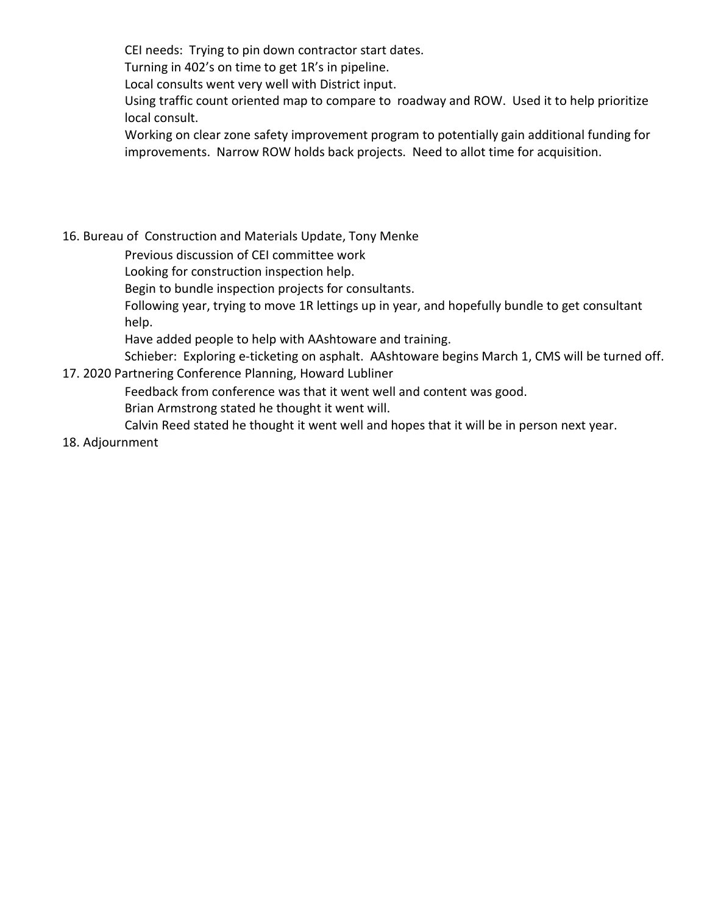CEI needs: Trying to pin down contractor start dates.
Turning in 402's on time to get 1R's in pipeline.
Local consults went very well with District input.
Using traffic count oriented map to compare to roadway and ROW. Used it to help prioritize local consult.
Working on clear zone safety improvement program to potentially gain additional funding for improvements. Narrow ROW holds back projects. Need to allot time for acquisition.

16. Bureau of Construction and Materials Update, Tony Menke
    - Previous discussion of CEI committee work
    - Looking for construction inspection help.
    - Begin to bundle inspection projects for consultants.
    - Following year, trying to move 1R lettings up in year, and hopefully bundle to get consultant help.
    - Have added people to help with AAshtoware and training.
    - Schieber: Exploring e-ticketing on asphalt. AAshtoware begins March 1, CMS will be turned off.
17. 2020 Partnering Conference Planning, Howard Lubliner
    - Feedback from conference was that it went well and content was good.
    - Brian Armstrong stated he thought it went will.
    - Calvin Reed stated he thought it went well and hopes that it will be in person next year.
18. Adjournment